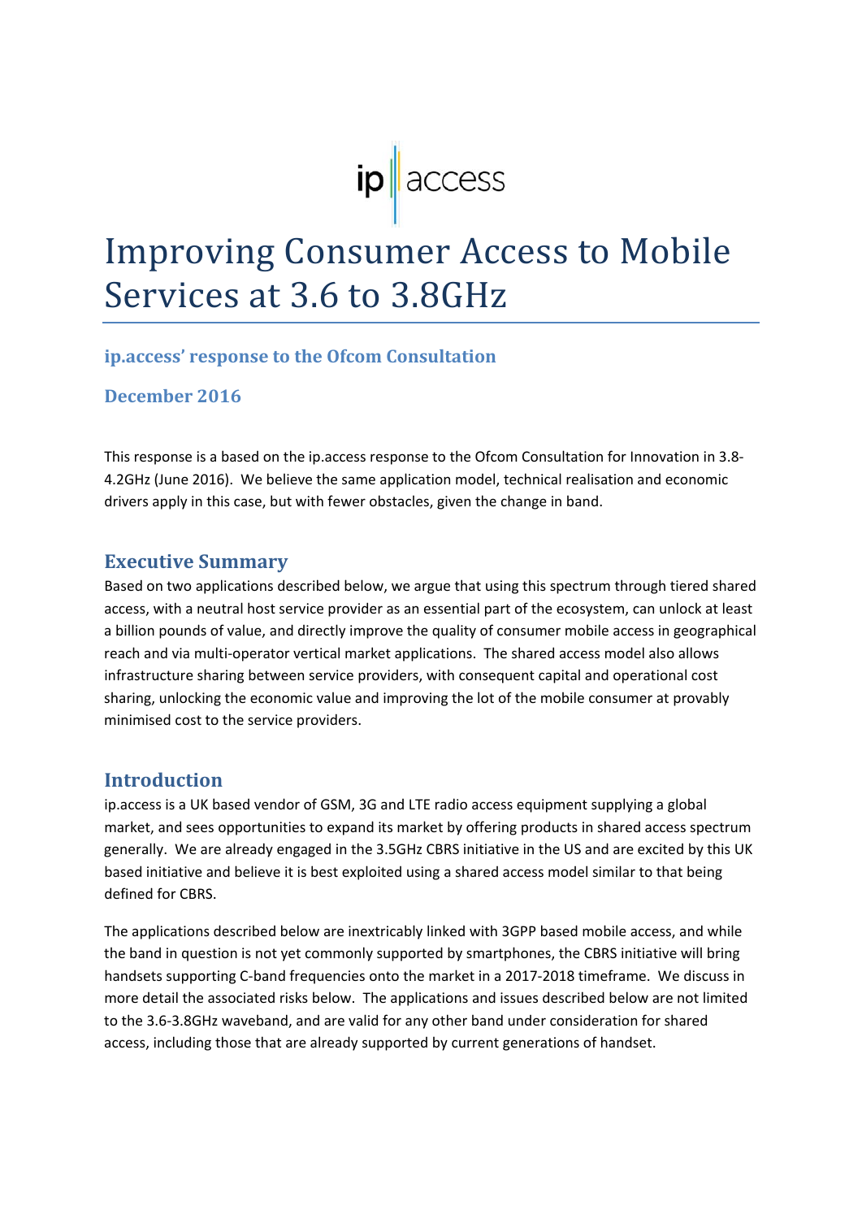ip access

# Improving Consumer Access to Mobile Services at 3.6 to 3.8GHz

### ip.access' response to the Ofcom Consultation

### December 2016

This response is a based on the ip.access response to the Ofcom Consultation for Innovation in 3.8-4.2GHz (June 2016). We believe the same application model, technical realisation and economic drivers apply in this case, but with fewer obstacles, given the change in band.

## Executive Summary

Based on two applications described below, we argue that using this spectrum through tiered shared access, with a neutral host service provider as an essential part of the ecosystem, can unlock at least a billion pounds of value, and directly improve the quality of consumer mobile access in geographical reach and via multi-operator vertical market applications. The shared access model also allows infrastructure sharing between service providers, with consequent capital and operational cost sharing, unlocking the economic value and improving the lot of the mobile consumer at provably minimised cost to the service providers.

## Introduction

ip.access is a UK based vendor of GSM, 3G and LTE radio access equipment supplying a global market, and sees opportunities to expand its market by offering products in shared access spectrum generally. We are already engaged in the 3.5GHz CBRS initiative in the US and are excited by this UK based initiative and believe it is best exploited using a shared access model similar to that being defined for CBRS.

The applications described below are inextricably linked with 3GPP based mobile access, and while the band in question is not yet commonly supported by smartphones, the CBRS initiative will bring handsets supporting C-band frequencies onto the market in a 2017-2018 timeframe. We discuss in more detail the associated risks below. The applications and issues described below are not limited to the 3.6-3.8GHz waveband, and are valid for any other band under consideration for shared access, including those that are already supported by current generations of handset.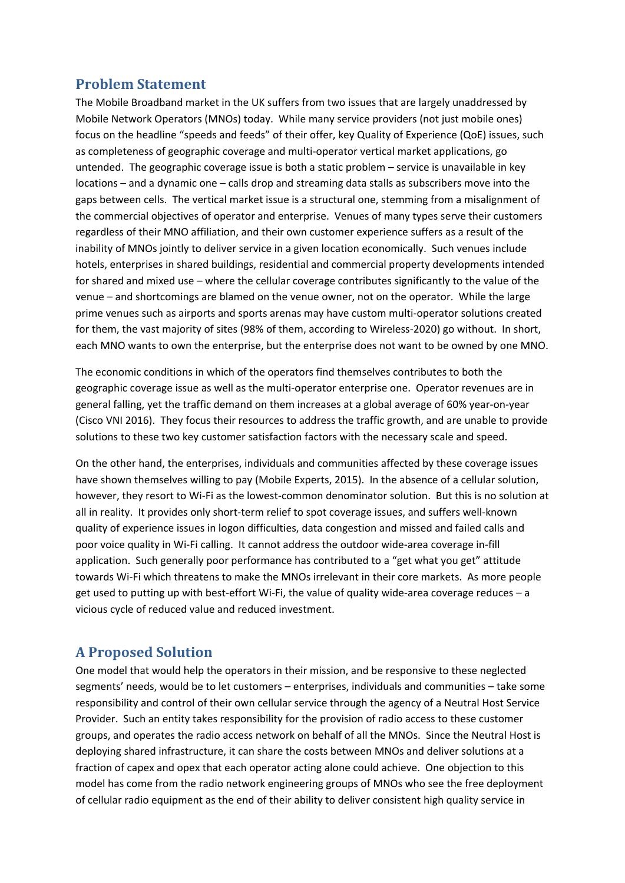## Problem Statement

The Mobile Broadband market in the UK suffers from two issues that are largely unaddressed by Mobile Network Operators (MNOs) today. While many service providers (not just mobile ones) focus on the headline "speeds and feeds" of their offer, key Quality of Experience (QoE) issues, such as completeness of geographic coverage and multi-operator vertical market applications, go untended. The geographic coverage issue is both a static problem – service is unavailable in key locations – and a dynamic one – calls drop and streaming data stalls as subscribers move into the gaps between cells. The vertical market issue is a structural one, stemming from a misalignment of the commercial objectives of operator and enterprise. Venues of many types serve their customers regardless of their MNO affiliation, and their own customer experience suffers as a result of the inability of MNOs jointly to deliver service in a given location economically. Such venues include hotels, enterprises in shared buildings, residential and commercial property developments intended for shared and mixed use – where the cellular coverage contributes significantly to the value of the venue – and shortcomings are blamed on the venue owner, not on the operator. While the large prime venues such as airports and sports arenas may have custom multi-operator solutions created for them, the vast majority of sites (98% of them, according to Wireless-2020) go without. In short, each MNO wants to own the enterprise, but the enterprise does not want to be owned by one MNO.

The economic conditions in which of the operators find themselves contributes to both the geographic coverage issue as well as the multi-operator enterprise one. Operator revenues are in general falling, yet the traffic demand on them increases at a global average of 60% year-on-year (Cisco VNI 2016). They focus their resources to address the traffic growth, and are unable to provide solutions to these two key customer satisfaction factors with the necessary scale and speed.

On the other hand, the enterprises, individuals and communities affected by these coverage issues have shown themselves willing to pay (Mobile Experts, 2015). In the absence of a cellular solution, however, they resort to Wi-Fi as the lowest-common denominator solution. But this is no solution at all in reality. It provides only short-term relief to spot coverage issues, and suffers well-known quality of experience issues in logon difficulties, data congestion and missed and failed calls and poor voice quality in Wi-Fi calling. It cannot address the outdoor wide-area coverage in-fill application. Such generally poor performance has contributed to a "get what you get" attitude towards Wi-Fi which threatens to make the MNOs irrelevant in their core markets. As more people get used to putting up with best-effort Wi-Fi, the value of quality wide-area coverage reduces – a vicious cycle of reduced value and reduced investment.

## A Proposed Solution

One model that would help the operators in their mission, and be responsive to these neglected segments' needs, would be to let customers – enterprises, individuals and communities – take some responsibility and control of their own cellular service through the agency of a Neutral Host Service Provider. Such an entity takes responsibility for the provision of radio access to these customer groups, and operates the radio access network on behalf of all the MNOs. Since the Neutral Host is deploying shared infrastructure, it can share the costs between MNOs and deliver solutions at a fraction of capex and opex that each operator acting alone could achieve. One objection to this model has come from the radio network engineering groups of MNOs who see the free deployment of cellular radio equipment as the end of their ability to deliver consistent high quality service in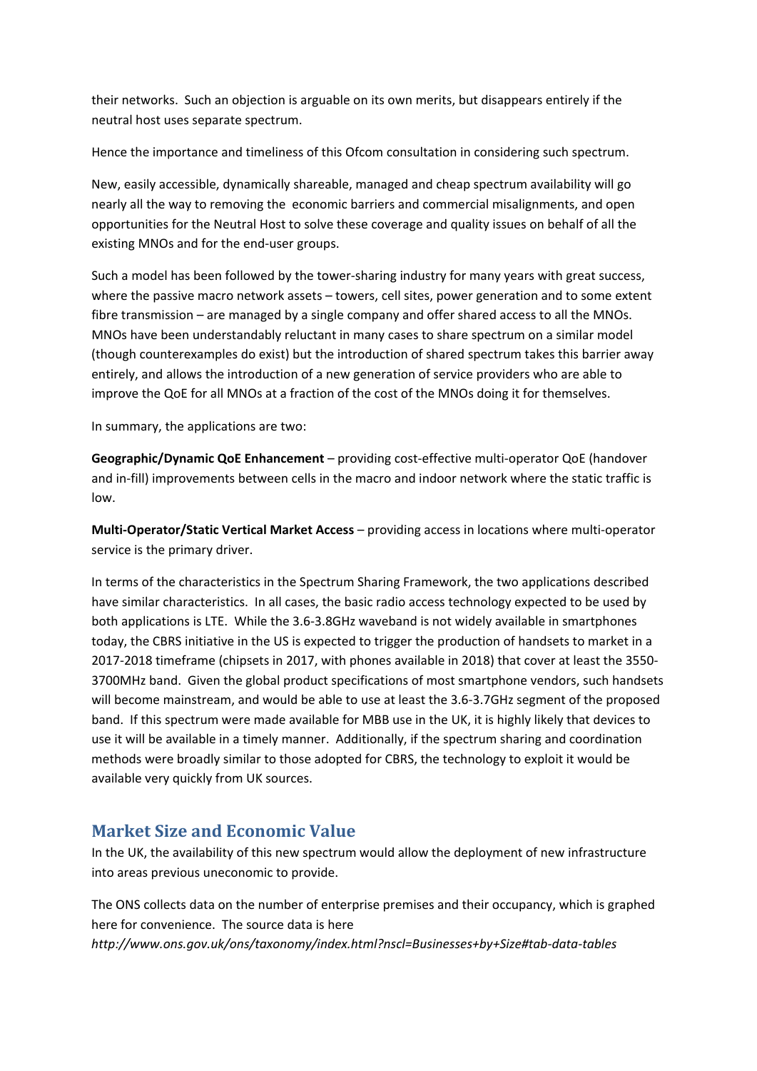their networks. Such an objection is arguable on its own merits, but disappears entirely if the neutral host uses separate spectrum.

Hence the importance and timeliness of this Ofcom consultation in considering such spectrum.

New, easily accessible, dynamically shareable, managed and cheap spectrum availability will go nearly all the way to removing the economic barriers and commercial misalignments, and open opportunities for the Neutral Host to solve these coverage and quality issues on behalf of all the existing MNOs and for the end-user groups.

Such a model has been followed by the tower-sharing industry for many years with great success, where the passive macro network assets – towers, cell sites, power generation and to some extent fibre transmission – are managed by a single company and offer shared access to all the MNOs. MNOs have been understandably reluctant in many cases to share spectrum on a similar model (though counterexamples do exist) but the introduction of shared spectrum takes this barrier away entirely, and allows the introduction of a new generation of service providers who are able to improve the QoE for all MNOs at a fraction of the cost of the MNOs doing it for themselves.

In summary, the applications are two:

**Geographic/Dynamic QoE Enhancement** – providing cost-effective multi-operator QoE (handover and in-fill) improvements between cells in the macro and indoor network where the static traffic is low.

**Multi-Operator/Static Vertical Market Access** – providing access in locations where multi-operator service is the primary driver.

In terms of the characteristics in the Spectrum Sharing Framework, the two applications described have similar characteristics. In all cases, the basic radio access technology expected to be used by both applications is LTE. While the 3.6-3.8GHz waveband is not widely available in smartphones today, the CBRS initiative in the US is expected to trigger the production of handsets to market in a 2017-2018 timeframe (chipsets in 2017, with phones available in 2018) that cover at least the 3550-3700MHz band. Given the global product specifications of most smartphone vendors, such handsets will become mainstream, and would be able to use at least the 3.6-3.7GHz segment of the proposed band. If this spectrum were made available for MBB use in the UK, it is highly likely that devices to use it will be available in a timely manner. Additionally, if the spectrum sharing and coordination methods were broadly similar to those adopted for CBRS, the technology to exploit it would be available very quickly from UK sources.

## Market Size and Economic Value

In the UK, the availability of this new spectrum would allow the deployment of new infrastructure into areas previous uneconomic to provide.

The ONS collects data on the number of enterprise premises and their occupancy, which is graphed here for convenience. The source data is here *http://www.ons.gov.uk/ons/taxonomy/index.html?nscl=Businesses+by+Size#tab-data-tables*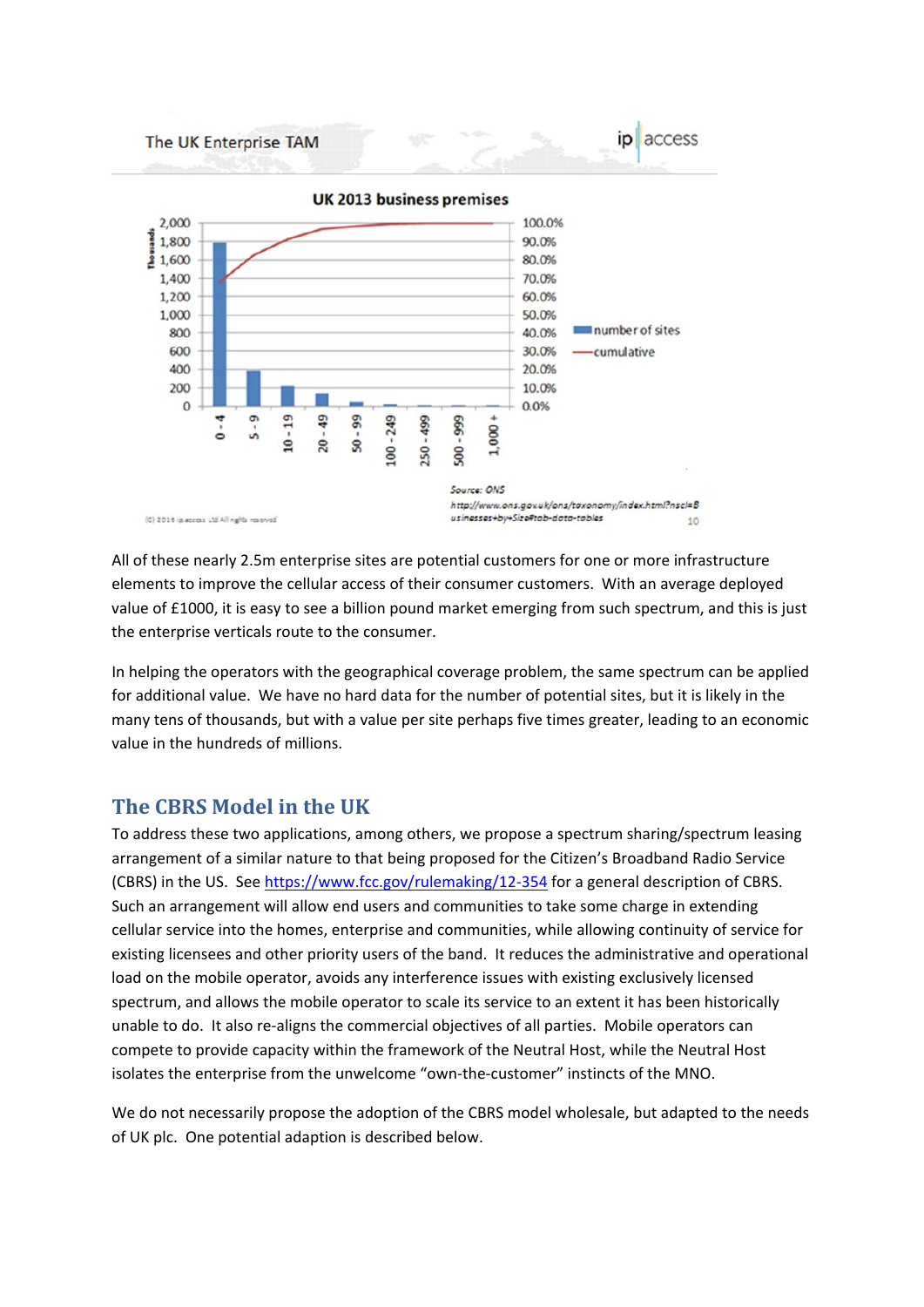The UK Enterprise TAM

**UK 2013 business premises**

| Size band | number of sites (thousands, approx.) |
|---|---|
| 0 - 4 | |
| 5 - 9 | |
| 10 - 19 | |
| 20 - 49 | |
| 50 - 99 | |
| 100 - 249 | |
| 250 - 499 | |
| 500 - 999 | |
| 1,000 + | |

Legend: number of sites; cumulative

Source: ONS
http://www.ons.gov.uk/ons/taxonomy/index.html?nscl=Businesses+by+Size#tab-data-tables

All of these nearly 2.5m enterprise sites are potential customers for one or more infrastructure elements to improve the cellular access of their consumer customers. With an average deployed value of £1000, it is easy to see a billion pound market emerging from such spectrum, and this is just the enterprise verticals route to the consumer.

In helping the operators with the geographical coverage problem, the same spectrum can be applied for additional value. We have no hard data for the number of potential sites, but it is likely in the many tens of thousands, but with a value per site perhaps five times greater, leading to an economic value in the hundreds of millions.

## The CBRS Model in the UK

To address these two applications, among others, we propose a spectrum sharing/spectrum leasing arrangement of a similar nature to that being proposed for the Citizen's Broadband Radio Service (CBRS) in the US. See https://www.fcc.gov/rulemaking/12-354 for a general description of CBRS. Such an arrangement will allow end users and communities to take some charge in extending cellular service into the homes, enterprise and communities, while allowing continuity of service for existing licensees and other priority users of the band. It reduces the administrative and operational load on the mobile operator, avoids any interference issues with existing exclusively licensed spectrum, and allows the mobile operator to scale its service to an extent it has been historically unable to do. It also re-aligns the commercial objectives of all parties. Mobile operators can compete to provide capacity within the framework of the Neutral Host, while the Neutral Host isolates the enterprise from the unwelcome "own-the-customer" instincts of the MNO.

We do not necessarily propose the adoption of the CBRS model wholesale, but adapted to the needs of UK plc. One potential adaption is described below.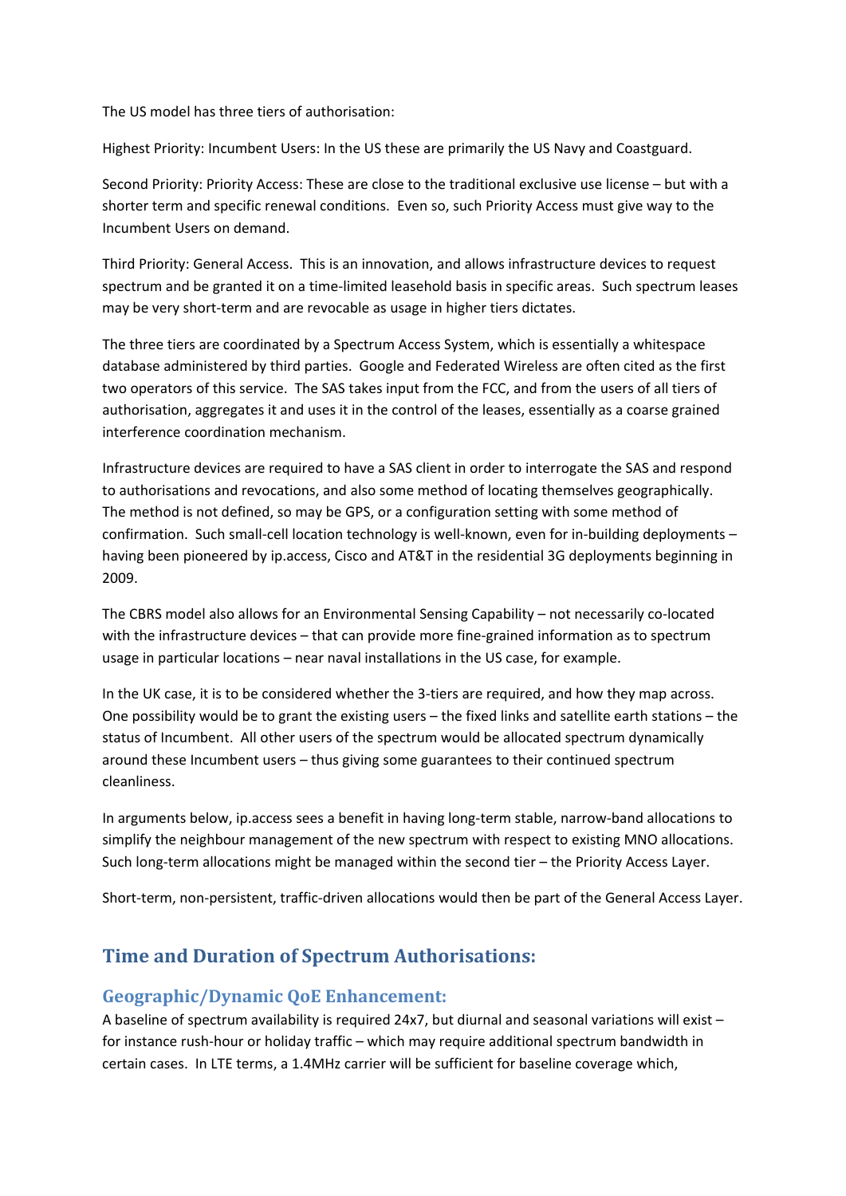The US model has three tiers of authorisation:

Highest Priority: Incumbent Users: In the US these are primarily the US Navy and Coastguard.

Second Priority: Priority Access: These are close to the traditional exclusive use license – but with a shorter term and specific renewal conditions. Even so, such Priority Access must give way to the Incumbent Users on demand.

Third Priority: General Access. This is an innovation, and allows infrastructure devices to request spectrum and be granted it on a time-limited leasehold basis in specific areas. Such spectrum leases may be very short-term and are revocable as usage in higher tiers dictates.

The three tiers are coordinated by a Spectrum Access System, which is essentially a whitespace database administered by third parties. Google and Federated Wireless are often cited as the first two operators of this service. The SAS takes input from the FCC, and from the users of all tiers of authorisation, aggregates it and uses it in the control of the leases, essentially as a coarse grained interference coordination mechanism.

Infrastructure devices are required to have a SAS client in order to interrogate the SAS and respond to authorisations and revocations, and also some method of locating themselves geographically. The method is not defined, so may be GPS, or a configuration setting with some method of confirmation. Such small-cell location technology is well-known, even for in-building deployments – having been pioneered by ip.access, Cisco and AT&T in the residential 3G deployments beginning in 2009.

The CBRS model also allows for an Environmental Sensing Capability – not necessarily co-located with the infrastructure devices – that can provide more fine-grained information as to spectrum usage in particular locations – near naval installations in the US case, for example.

In the UK case, it is to be considered whether the 3-tiers are required, and how they map across. One possibility would be to grant the existing users – the fixed links and satellite earth stations – the status of Incumbent. All other users of the spectrum would be allocated spectrum dynamically around these Incumbent users – thus giving some guarantees to their continued spectrum cleanliness.

In arguments below, ip.access sees a benefit in having long-term stable, narrow-band allocations to simplify the neighbour management of the new spectrum with respect to existing MNO allocations. Such long-term allocations might be managed within the second tier – the Priority Access Layer.

Short-term, non-persistent, traffic-driven allocations would then be part of the General Access Layer.

## Time and Duration of Spectrum Authorisations:

### Geographic/Dynamic QoE Enhancement:

A baseline of spectrum availability is required 24x7, but diurnal and seasonal variations will exist – for instance rush-hour or holiday traffic – which may require additional spectrum bandwidth in certain cases. In LTE terms, a 1.4MHz carrier will be sufficient for baseline coverage which,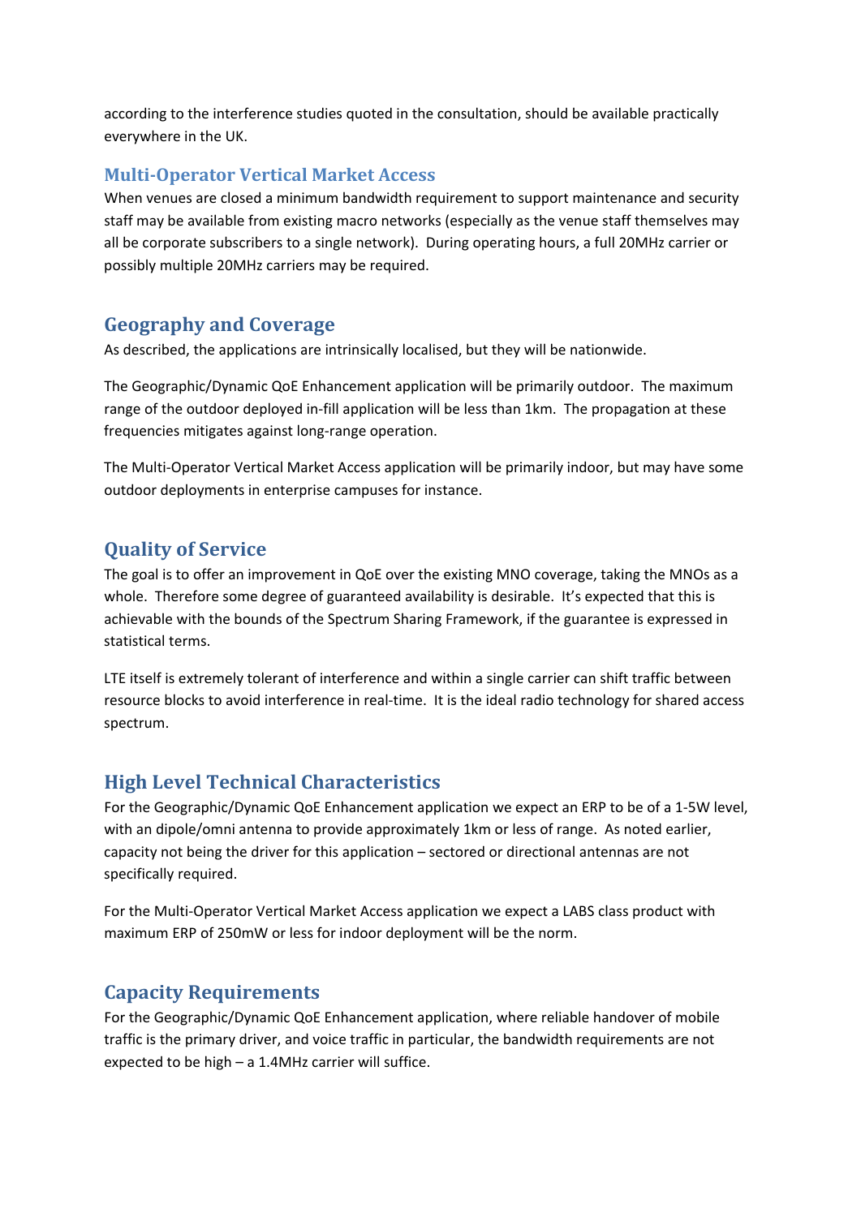according to the interference studies quoted in the consultation, should be available practically everywhere in the UK.

### Multi-Operator Vertical Market Access

When venues are closed a minimum bandwidth requirement to support maintenance and security staff may be available from existing macro networks (especially as the venue staff themselves may all be corporate subscribers to a single network). During operating hours, a full 20MHz carrier or possibly multiple 20MHz carriers may be required.

## Geography and Coverage

As described, the applications are intrinsically localised, but they will be nationwide.

The Geographic/Dynamic QoE Enhancement application will be primarily outdoor. The maximum range of the outdoor deployed in-fill application will be less than 1km. The propagation at these frequencies mitigates against long-range operation.

The Multi-Operator Vertical Market Access application will be primarily indoor, but may have some outdoor deployments in enterprise campuses for instance.

## Quality of Service

The goal is to offer an improvement in QoE over the existing MNO coverage, taking the MNOs as a whole. Therefore some degree of guaranteed availability is desirable. It's expected that this is achievable with the bounds of the Spectrum Sharing Framework, if the guarantee is expressed in statistical terms.

LTE itself is extremely tolerant of interference and within a single carrier can shift traffic between resource blocks to avoid interference in real-time. It is the ideal radio technology for shared access spectrum.

## High Level Technical Characteristics

For the Geographic/Dynamic QoE Enhancement application we expect an ERP to be of a 1-5W level, with an dipole/omni antenna to provide approximately 1km or less of range. As noted earlier, capacity not being the driver for this application – sectored or directional antennas are not specifically required.

For the Multi-Operator Vertical Market Access application we expect a LABS class product with maximum ERP of 250mW or less for indoor deployment will be the norm.

## Capacity Requirements

For the Geographic/Dynamic QoE Enhancement application, where reliable handover of mobile traffic is the primary driver, and voice traffic in particular, the bandwidth requirements are not expected to be high – a 1.4MHz carrier will suffice.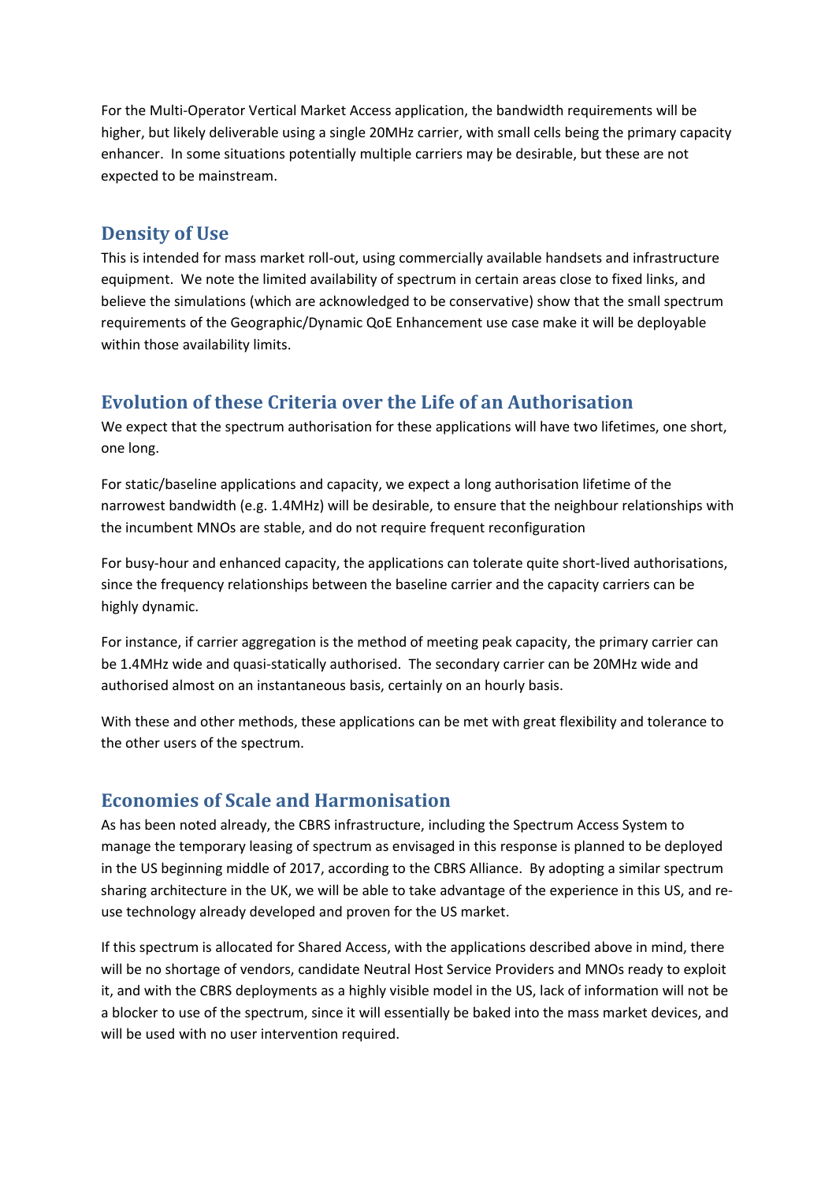For the Multi-Operator Vertical Market Access application, the bandwidth requirements will be higher, but likely deliverable using a single 20MHz carrier, with small cells being the primary capacity enhancer. In some situations potentially multiple carriers may be desirable, but these are not expected to be mainstream.

## Density of Use

This is intended for mass market roll-out, using commercially available handsets and infrastructure equipment. We note the limited availability of spectrum in certain areas close to fixed links, and believe the simulations (which are acknowledged to be conservative) show that the small spectrum requirements of the Geographic/Dynamic QoE Enhancement use case make it will be deployable within those availability limits.

## Evolution of these Criteria over the Life of an Authorisation

We expect that the spectrum authorisation for these applications will have two lifetimes, one short, one long.

For static/baseline applications and capacity, we expect a long authorisation lifetime of the narrowest bandwidth (e.g. 1.4MHz) will be desirable, to ensure that the neighbour relationships with the incumbent MNOs are stable, and do not require frequent reconfiguration

For busy-hour and enhanced capacity, the applications can tolerate quite short-lived authorisations, since the frequency relationships between the baseline carrier and the capacity carriers can be highly dynamic.

For instance, if carrier aggregation is the method of meeting peak capacity, the primary carrier can be 1.4MHz wide and quasi-statically authorised. The secondary carrier can be 20MHz wide and authorised almost on an instantaneous basis, certainly on an hourly basis.

With these and other methods, these applications can be met with great flexibility and tolerance to the other users of the spectrum.

## Economies of Scale and Harmonisation

As has been noted already, the CBRS infrastructure, including the Spectrum Access System to manage the temporary leasing of spectrum as envisaged in this response is planned to be deployed in the US beginning middle of 2017, according to the CBRS Alliance. By adopting a similar spectrum sharing architecture in the UK, we will be able to take advantage of the experience in this US, and re-use technology already developed and proven for the US market.

If this spectrum is allocated for Shared Access, with the applications described above in mind, there will be no shortage of vendors, candidate Neutral Host Service Providers and MNOs ready to exploit it, and with the CBRS deployments as a highly visible model in the US, lack of information will not be a blocker to use of the spectrum, since it will essentially be baked into the mass market devices, and will be used with no user intervention required.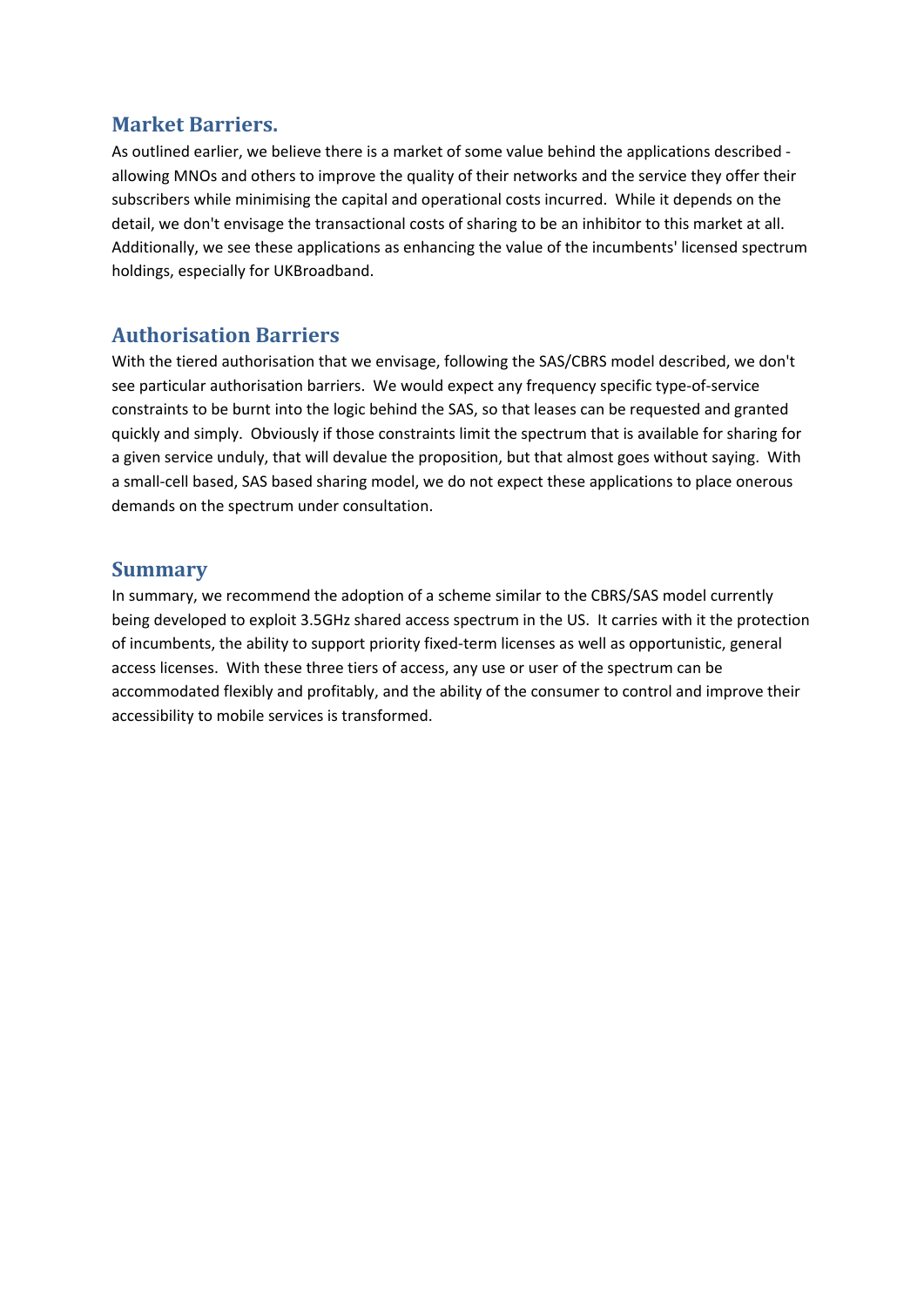## Market Barriers.

As outlined earlier, we believe there is a market of some value behind the applications described - allowing MNOs and others to improve the quality of their networks and the service they offer their subscribers while minimising the capital and operational costs incurred. While it depends on the detail, we don't envisage the transactional costs of sharing to be an inhibitor to this market at all. Additionally, we see these applications as enhancing the value of the incumbents' licensed spectrum holdings, especially for UKBroadband.

## Authorisation Barriers

With the tiered authorisation that we envisage, following the SAS/CBRS model described, we don't see particular authorisation barriers. We would expect any frequency specific type-of-service constraints to be burnt into the logic behind the SAS, so that leases can be requested and granted quickly and simply. Obviously if those constraints limit the spectrum that is available for sharing for a given service unduly, that will devalue the proposition, but that almost goes without saying. With a small-cell based, SAS based sharing model, we do not expect these applications to place onerous demands on the spectrum under consultation.

## Summary

In summary, we recommend the adoption of a scheme similar to the CBRS/SAS model currently being developed to exploit 3.5GHz shared access spectrum in the US. It carries with it the protection of incumbents, the ability to support priority fixed-term licenses as well as opportunistic, general access licenses. With these three tiers of access, any use or user of the spectrum can be accommodated flexibly and profitably, and the ability of the consumer to control and improve their accessibility to mobile services is transformed.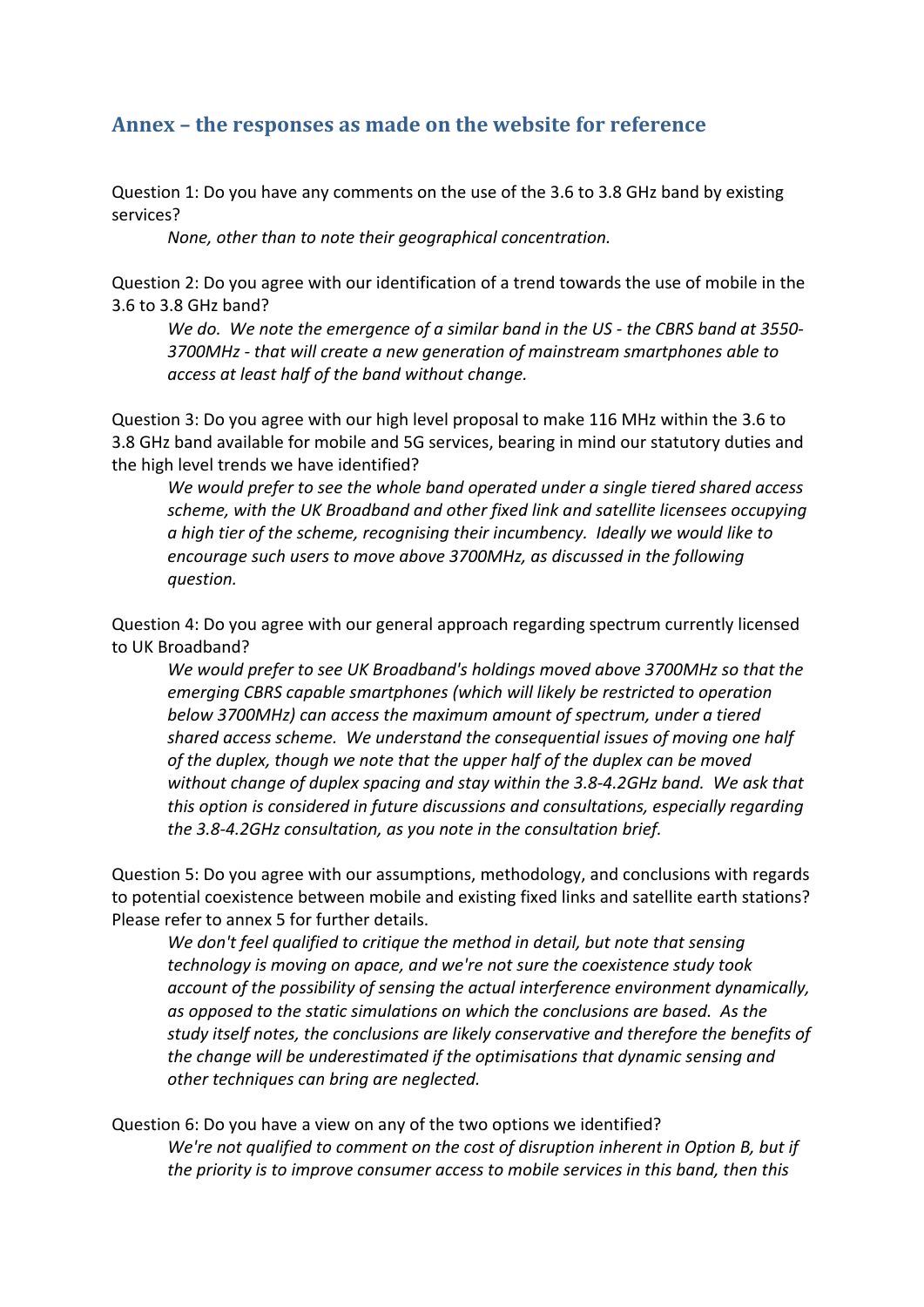## Annex – the responses as made on the website for reference

Question 1: Do you have any comments on the use of the 3.6 to 3.8 GHz band by existing services?

> *None, other than to note their geographical concentration.*

Question 2: Do you agree with our identification of a trend towards the use of mobile in the 3.6 to 3.8 GHz band?

> *We do. We note the emergence of a similar band in the US - the CBRS band at 3550-3700MHz - that will create a new generation of mainstream smartphones able to access at least half of the band without change.*

Question 3: Do you agree with our high level proposal to make 116 MHz within the 3.6 to 3.8 GHz band available for mobile and 5G services, bearing in mind our statutory duties and the high level trends we have identified?

> *We would prefer to see the whole band operated under a single tiered shared access scheme, with the UK Broadband and other fixed link and satellite licensees occupying a high tier of the scheme, recognising their incumbency. Ideally we would like to encourage such users to move above 3700MHz, as discussed in the following question.*

Question 4: Do you agree with our general approach regarding spectrum currently licensed to UK Broadband?

> *We would prefer to see UK Broadband's holdings moved above 3700MHz so that the emerging CBRS capable smartphones (which will likely be restricted to operation below 3700MHz) can access the maximum amount of spectrum, under a tiered shared access scheme. We understand the consequential issues of moving one half of the duplex, though we note that the upper half of the duplex can be moved without change of duplex spacing and stay within the 3.8-4.2GHz band. We ask that this option is considered in future discussions and consultations, especially regarding the 3.8-4.2GHz consultation, as you note in the consultation brief.*

Question 5: Do you agree with our assumptions, methodology, and conclusions with regards to potential coexistence between mobile and existing fixed links and satellite earth stations? Please refer to annex 5 for further details.

> *We don't feel qualified to critique the method in detail, but note that sensing technology is moving on apace, and we're not sure the coexistence study took account of the possibility of sensing the actual interference environment dynamically, as opposed to the static simulations on which the conclusions are based. As the study itself notes, the conclusions are likely conservative and therefore the benefits of the change will be underestimated if the optimisations that dynamic sensing and other techniques can bring are neglected.*

Question 6: Do you have a view on any of the two options we identified?

> *We're not qualified to comment on the cost of disruption inherent in Option B, but if the priority is to improve consumer access to mobile services in this band, then this*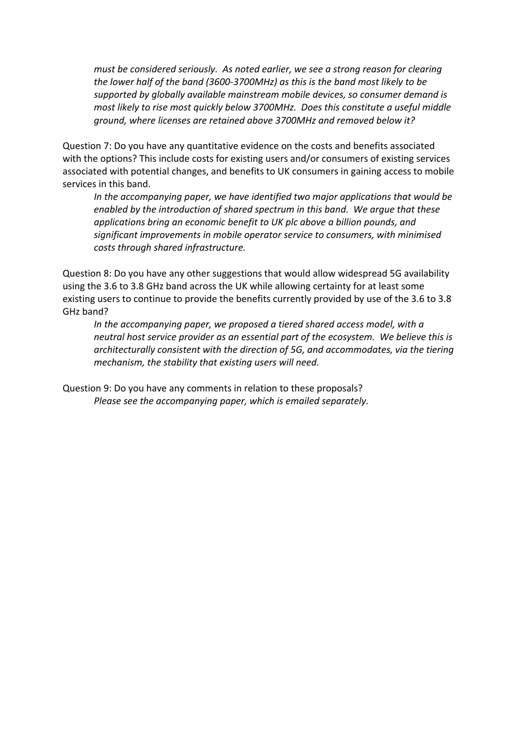*must be considered seriously. As noted earlier, we see a strong reason for clearing the lower half of the band (3600-3700MHz) as this is the band most likely to be supported by globally available mainstream mobile devices, so consumer demand is most likely to rise most quickly below 3700MHz. Does this constitute a useful middle ground, where licenses are retained above 3700MHz and removed below it?*

Question 7: Do you have any quantitative evidence on the costs and benefits associated with the options? This include costs for existing users and/or consumers of existing services associated with potential changes, and benefits to UK consumers in gaining access to mobile services in this band.

*In the accompanying paper, we have identified two major applications that would be enabled by the introduction of shared spectrum in this band. We argue that these applications bring an economic benefit to UK plc above a billion pounds, and significant improvements in mobile operator service to consumers, with minimised costs through shared infrastructure.*

Question 8: Do you have any other suggestions that would allow widespread 5G availability using the 3.6 to 3.8 GHz band across the UK while allowing certainty for at least some existing users to continue to provide the benefits currently provided by use of the 3.6 to 3.8 GHz band?

*In the accompanying paper, we proposed a tiered shared access model, with a neutral host service provider as an essential part of the ecosystem. We believe this is architecturally consistent with the direction of 5G, and accommodates, via the tiering mechanism, the stability that existing users will need.*

Question 9: Do you have any comments in relation to these proposals?

*Please see the accompanying paper, which is emailed separately.*